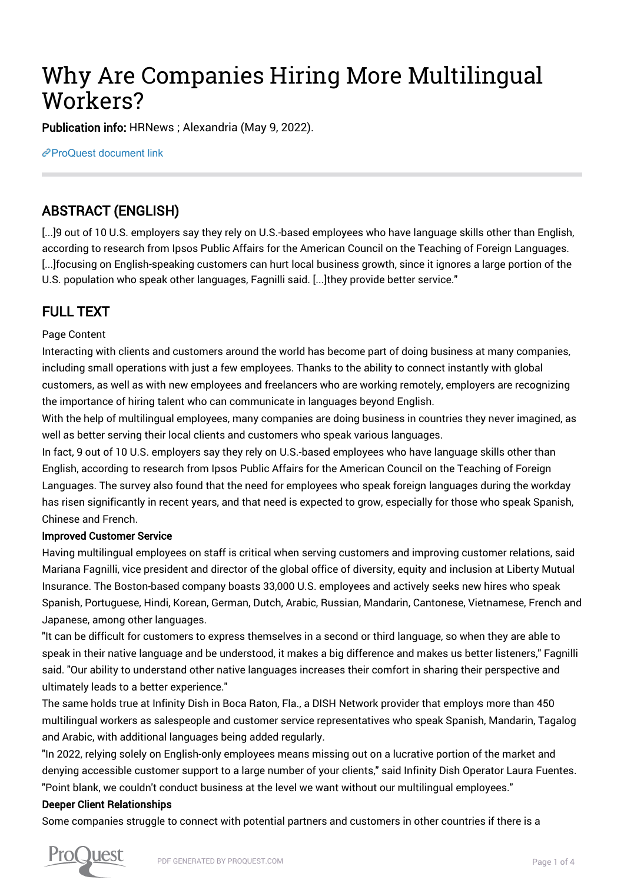# Why Are Companies Hiring More Multilingual Workers?

**Publication info:** HRNews ; Alexandria (May 9, 2022).

ProQuest document link

## ABSTRACT (ENGLISH)

[...]9 out of 10 U.S. employers say they rely on U.S.-based employees who have language skills other than English, according to research from Ipsos Public Affairs for the American Council on the Teaching of Foreign Languages. [...]focusing on English-speaking customers can hurt local business growth, since it ignores a large portion of the U.S. population who speak other languages, Fagnilli said. [...]they provide better service."

## FULL TEXT

Page Content

Interacting with clients and customers around the world has become part of doing business at many companies, including small operations with just a few employees. Thanks to the ability to connect instantly with global customers, as well as with new employees and freelancers who are working remotely, employers are recognizing the importance of hiring talent who can communicate in languages beyond English.

With the help of multilingual employees, many companies are doing business in countries they never imagined, as well as better serving their local clients and customers who speak various languages.

In fact, 9 out of 10 U.S. employers say they rely on U.S.-based employees who have language skills other than English, according to research from Ipsos Public Affairs for the American Council on the Teaching of Foreign Languages. The survey also found that the need for employees who speak foreign languages during the workday has risen significantly in recent years, and that need is expected to grow, especially for those who speak Spanish, Chinese and French.

**Improved Customer Service**

Having multilingual employees on staff is critical when serving customers and improving customer relations, said Mariana Fagnilli, vice president and director of the global office of diversity, equity and inclusion at Liberty Mutual Insurance. The Boston-based company boasts 33,000 U.S. employees and actively seeks new hires who speak Spanish, Portuguese, Hindi, Korean, German, Dutch, Arabic, Russian, Mandarin, Cantonese, Vietnamese, French and Japanese, among other languages.

"It can be difficult for customers to express themselves in a second or third language, so when they are able to speak in their native language and be understood, it makes a big difference and makes us better listeners," Fagnilli said. "Our ability to understand other native languages increases their comfort in sharing their perspective and ultimately leads to a better experience."

The same holds true at Infinity Dish in Boca Raton, Fla., a DISH Network provider that employs more than 450 multilingual workers as salespeople and customer service representatives who speak Spanish, Mandarin, Tagalog and Arabic, with additional languages being added regularly.

"In 2022, relying solely on English-only employees means missing out on a lucrative portion of the market and denying accessible customer support to a large number of your clients," said Infinity Dish Operator Laura Fuentes. "Point blank, we couldn't conduct business at the level we want without our multilingual employees."

**Deeper Client Relationships**

Some companies struggle to connect with potential partners and customers in other countries if there is a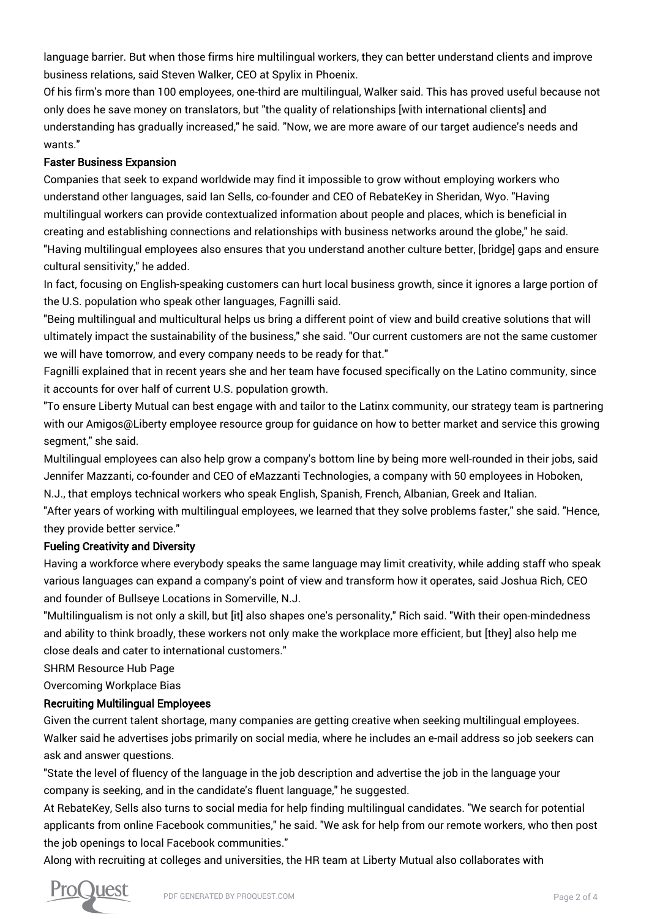language barrier. But when those firms hire multilingual workers, they can better understand clients and improve business relations, said Steven Walker, CEO at Spylix in Phoenix.

Of his firm's more than 100 employees, one-third are multilingual, Walker said. This has proved useful because not only does he save money on translators, but "the quality of relationships [with international clients] and understanding has gradually increased," he said. "Now, we are more aware of our target audience's needs and wants."

### Faster Business Expansion

Companies that seek to expand worldwide may find it impossible to grow without employing workers who understand other languages, said Ian Sells, co-founder and CEO of RebateKey in Sheridan, Wyo. "Having multilingual workers can provide contextualized information about people and places, which is beneficial in creating and establishing connections and relationships with business networks around the globe," he said. "Having multilingual employees also ensures that you understand another culture better, [bridge] gaps and ensure cultural sensitivity," he added.

In fact, focusing on English-speaking customers can hurt local business growth, since it ignores a large portion of the U.S. population who speak other languages, Fagnilli said.

"Being multilingual and multicultural helps us bring a different point of view and build creative solutions that will ultimately impact the sustainability of the business," she said. "Our current customers are not the same customer we will have tomorrow, and every company needs to be ready for that."

Fagnilli explained that in recent years she and her team have focused specifically on the Latino community, since it accounts for over half of current U.S. population growth.

"To ensure Liberty Mutual can best engage with and tailor to the Latinx community, our strategy team is partnering with our Amigos@Liberty employee resource group for guidance on how to better market and service this growing segment," she said.

Multilingual employees can also help grow a company's bottom line by being more well-rounded in their jobs, said Jennifer Mazzanti, co-founder and CEO of eMazzanti Technologies, a company with 50 employees in Hoboken, N.J., that employs technical workers who speak English, Spanish, French, Albanian, Greek and Italian.

"After years of working with multilingual employees, we learned that they solve problems faster," she said. "Hence, they provide better service."

### Fueling Creativity and Diversity

Having a workforce where everybody speaks the same language may limit creativity, while adding staff who speak various languages can expand a company's point of view and transform how it operates, said Joshua Rich, CEO and founder of Bullseye Locations in Somerville, N.J.

"Multilingualism is not only a skill, but [it] also shapes one's personality," Rich said. "With their open-mindedness and ability to think broadly, these workers not only make the workplace more efficient, but [they] also help me close deals and cater to international customers."

SHRM Resource Hub Page

Overcoming Workplace Bias

### Recruiting Multilingual Employees

Given the current talent shortage, many companies are getting creative when seeking multilingual employees. Walker said he advertises jobs primarily on social media, where he includes an e-mail address so job seekers can ask and answer questions.

"State the level of fluency of the language in the job description and advertise the job in the language your company is seeking, and in the candidate's fluent language," he suggested.

At RebateKey, Sells also turns to social media for help finding multilingual candidates. "We search for potential applicants from online Facebook communities," he said. "We ask for help from our remote workers, who then post the job openings to local Facebook communities."

Along with recruiting at colleges and universities, the HR team at Liberty Mutual also collaborates with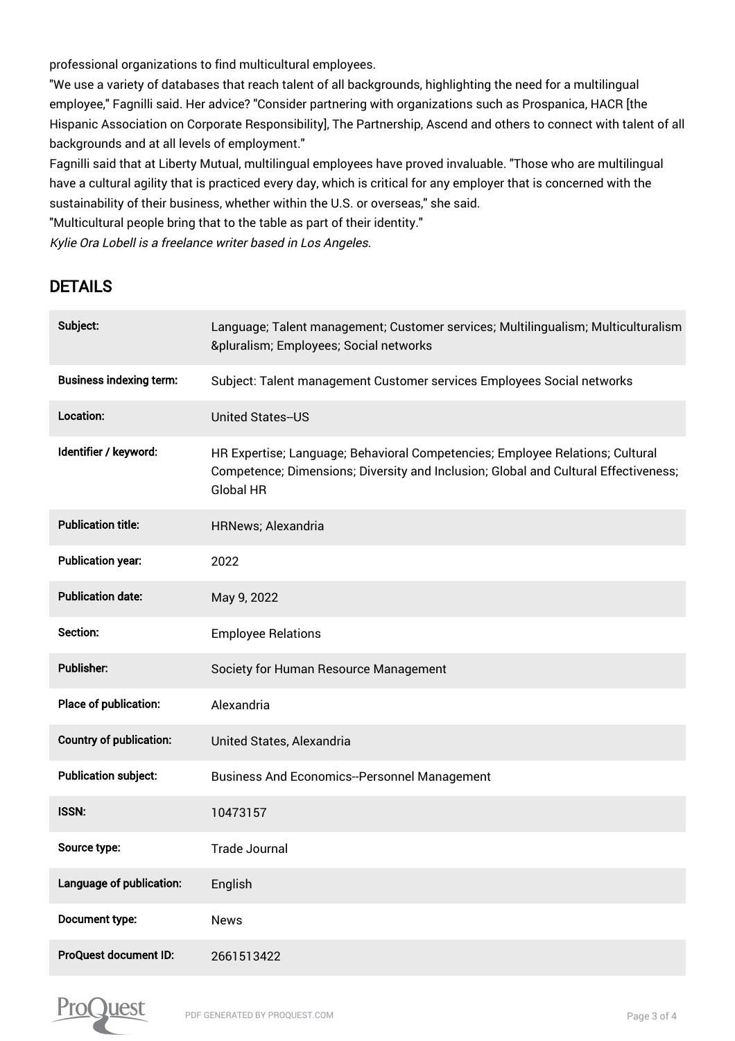professional organizations to find multicultural employees.

"We use a variety of databases that reach talent of all backgrounds, highlighting the need for a multilingual employee," Fagnilli said. Her advice? "Consider partnering with organizations such as Prospanica, HACR [the Hispanic Association on Corporate Responsibility], The Partnership, Ascend and others to connect with talent of all backgrounds and at all levels of employment."

Fagnilli said that at Liberty Mutual, multilingual employees have proved invaluable. "Those who are multilingual have a cultural agility that is practiced every day, which is critical for any employer that is concerned with the sustainability of their business, whether within the U.S. or overseas," she said.

"Multicultural people bring that to the table as part of their identity."

*Kylie Ora Lobell is a freelance writer based in Los Angeles.*

## DETAILS

| | |
|---|---|
| **Subject:** | Language; Talent management; Customer services; Multilingualism; Multiculturalism &pluralism; Employees; Social networks |
| **Business indexing term:** | Subject: Talent management Customer services Employees Social networks |
| **Location:** | United States--US |
| **Identifier / keyword:** | HR Expertise; Language; Behavioral Competencies; Employee Relations; Cultural Competence; Dimensions; Diversity and Inclusion; Global and Cultural Effectiveness; Global HR |
| **Publication title:** | HRNews; Alexandria |
| **Publication year:** | 2022 |
| **Publication date:** | May 9, 2022 |
| **Section:** | Employee Relations |
| **Publisher:** | Society for Human Resource Management |
| **Place of publication:** | Alexandria |
| **Country of publication:** | United States, Alexandria |
| **Publication subject:** | Business And Economics--Personnel Management |
| **ISSN:** | 10473157 |
| **Source type:** | Trade Journal |
| **Language of publication:** | English |
| **Document type:** | News |
| **ProQuest document ID:** | 2661513422 |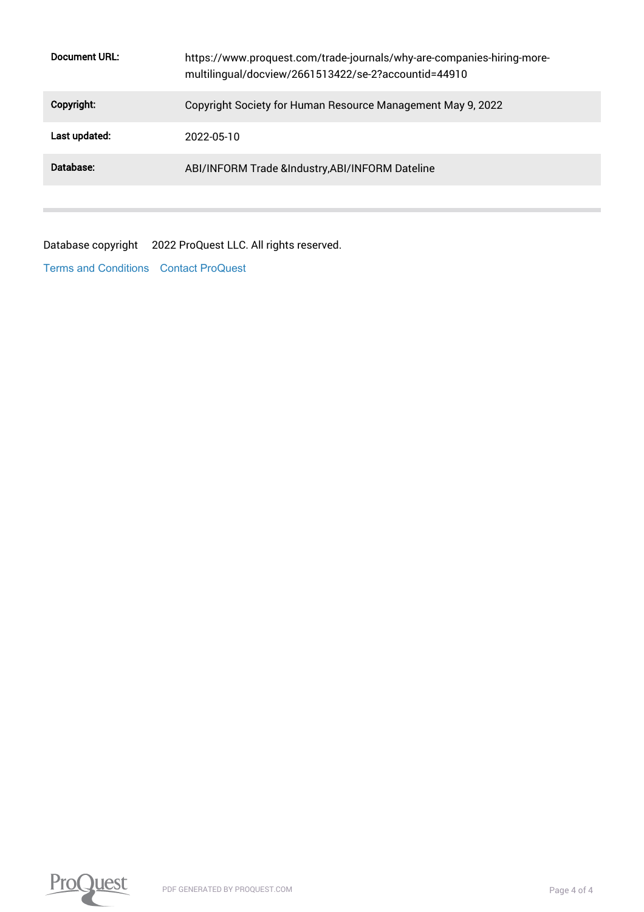| | |
|---|---|
| **Document URL:** | https://www.proquest.com/trade-journals/why-are-companies-hiring-more-multilingual/docview/2661513422/se-2?accountid=44910 |
| **Copyright:** | Copyright Society for Human Resource Management May 9, 2022 |
| **Last updated:** | 2022-05-10 |
| **Database:** | ABI/INFORM Trade &Industry,ABI/INFORM Dateline |

Database copyright 2022 ProQuest LLC. All rights reserved.

Terms and Conditions  Contact ProQuest